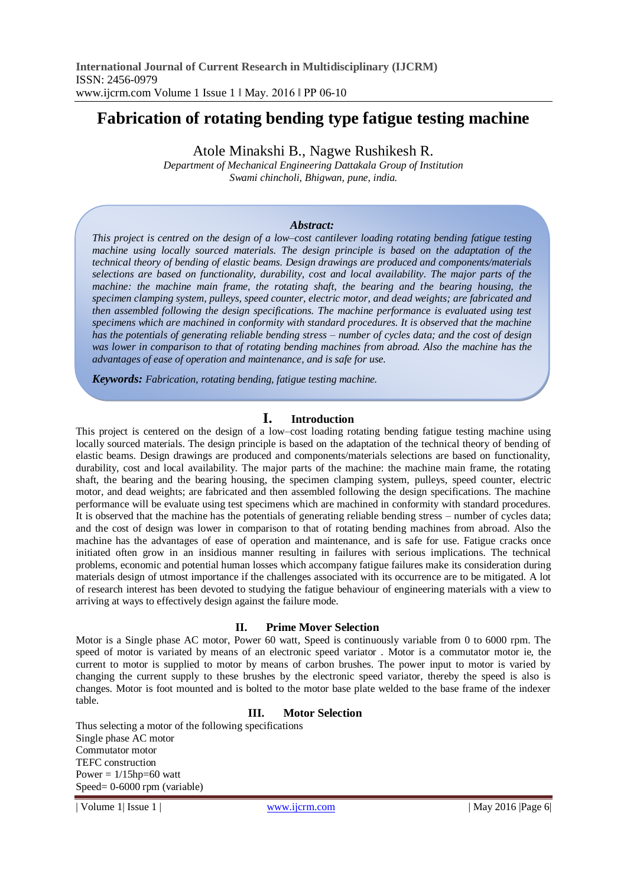# Fabrication of rotating bending type fatigue testing machine

Atole Minakshi B., Nagwe Rushikesh R.

*Department of Mechanical Engineering Dattakala Group of Institution*
*Swami chincholi, Bhigwan, pune, india.*

***Abstract:***
*This project is centred on the design of a low–cost cantilever loading rotating bending fatigue testing machine using locally sourced materials. The design principle is based on the adaptation of the technical theory of bending of elastic beams. Design drawings are produced and components/materials selections are based on functionality, durability, cost and local availability. The major parts of the machine: the machine main frame, the rotating shaft, the bearing and the bearing housing, the specimen clamping system, pulleys, speed counter, electric motor, and dead weights; are fabricated and then assembled following the design specifications. The machine performance is evaluated using test specimens which are machined in conformity with standard procedures. It is observed that the machine has the potentials of generating reliable bending stress – number of cycles data; and the cost of design was lower in comparison to that of rotating bending machines from abroad. Also the machine has the advantages of ease of operation and maintenance, and is safe for use.*

***Keywords:*** *Fabrication, rotating bending, fatigue testing machine.*

## I. Introduction

This project is centered on the design of a low–cost loading rotating bending fatigue testing machine using locally sourced materials. The design principle is based on the adaptation of the technical theory of bending of elastic beams. Design drawings are produced and components/materials selections are based on functionality, durability, cost and local availability. The major parts of the machine: the machine main frame, the rotating shaft, the bearing and the bearing housing, the specimen clamping system, pulleys, speed counter, electric motor, and dead weights; are fabricated and then assembled following the design specifications. The machine performance will be evaluate using test specimens which are machined in conformity with standard procedures. It is observed that the machine has the potentials of generating reliable bending stress – number of cycles data; and the cost of design was lower in comparison to that of rotating bending machines from abroad. Also the machine has the advantages of ease of operation and maintenance, and is safe for use. Fatigue cracks once initiated often grow in an insidious manner resulting in failures with serious implications. The technical problems, economic and potential human losses which accompany fatigue failures make its consideration during materials design of utmost importance if the challenges associated with its occurrence are to be mitigated. A lot of research interest has been devoted to studying the fatigue behaviour of engineering materials with a view to arriving at ways to effectively design against the failure mode.

## II. Prime Mover Selection

Motor is a Single phase AC motor, Power 60 watt, Speed is continuously variable from 0 to 6000 rpm. The speed of motor is variated by means of an electronic speed variator . Motor is a commutator motor ie, the current to motor is supplied to motor by means of carbon brushes. The power input to motor is varied by changing the current supply to these brushes by the electronic speed variator, thereby the speed is also is changes. Motor is foot mounted and is bolted to the motor base plate welded to the base frame of the indexer table.

## III. Motor Selection

Thus selecting a motor of the following specifications

Single phase AC motor
Commutator motor
TEFC construction
Power = 1/15hp=60 watt
Speed= 0-6000 rpm (variable)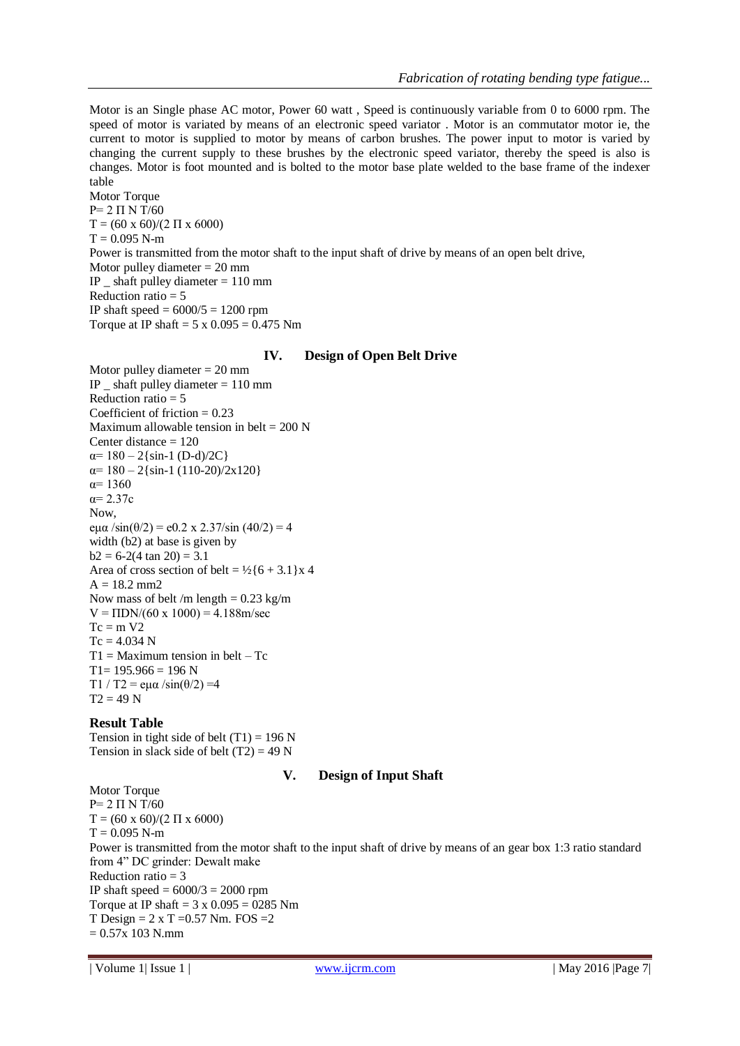Motor is an Single phase AC motor, Power 60 watt , Speed is continuously variable from 0 to 6000 rpm. The speed of motor is variated by means of an electronic speed variator . Motor is an commutator motor ie, the current to motor is supplied to motor by means of carbon brushes. The power input to motor is varied by changing the current supply to these brushes by the electronic speed variator, thereby the speed is also is changes. Motor is foot mounted and is bolted to the motor base plate welded to the base frame of the indexer table

Motor Torque

$P = 2 \Pi N T/60$

$T = (60 \times 60)/(2 \Pi \times 6000)$

$T = 0.095$ N-m

Power is transmitted from the motor shaft to the input shaft of drive by means of an open belt drive,

Motor pulley diameter = 20 mm

IP _ shaft pulley diameter = 110 mm

Reduction ratio = 5

IP shaft speed = 6000/5 = 1200 rpm

Torque at IP shaft = 5 x 0.095 = 0.475 Nm

## IV. Design of Open Belt Drive

Motor pulley diameter = 20 mm

IP _ shaft pulley diameter = 110 mm

Reduction ratio = 5

Coefficient of friction = 0.23

Maximum allowable tension in belt = 200 N

Center distance = 120

$\alpha = 180 - 2\{\sin^{-1} (D-d)/2C\}$

$\alpha = 180 - 2\{\sin^{-1} (110-20)/2 \times 120\}$

$\alpha = 1360$

$\alpha = 2.37c$

Now,

$e^{\mu\alpha} / \sin(\theta/2) = e^{0.2 \times 2.37} / \sin(40/2) = 4$

width (b2) at base is given by

$b_2 = 6 - 2(4 \tan 20) = 3.1$

Area of cross section of belt = $\frac{1}{2}\{6 + 3.1\} \times 4$

$A = 18.2$ mm2

Now mass of belt /m length = 0.23 kg/m

$V = \Pi DN/(60 \times 1000) = 4.188$m/sec

$T_c = m V^2$

$T_c = 4.034$ N

$T_1$ = Maximum tension in belt – $T_c$

$T_1 = 195.966 = 196$ N

$T_1 / T_2 = e^{\mu\alpha} / \sin(\theta/2) = 4$

$T_2 = 49$ N

### Result Table

Tension in tight side of belt ($T_1$) = 196 N

Tension in slack side of belt ($T_2$) = 49 N

## V. Design of Input Shaft

Motor Torque

$P = 2 \Pi N T/60$

$T = (60 \times 60)/(2 \Pi \times 6000)$

$T = 0.095$ N-m

Power is transmitted from the motor shaft to the input shaft of drive by means of an gear box 1:3 ratio standard from 4" DC grinder: Dewalt make

Reduction ratio = 3

IP shaft speed = 6000/3 = 2000 rpm

Torque at IP shaft = 3 x 0.095 = 0285 Nm

T Design = 2 x T =0.57 Nm. FOS =2

$= 0.57 \times 10^3$ N.mm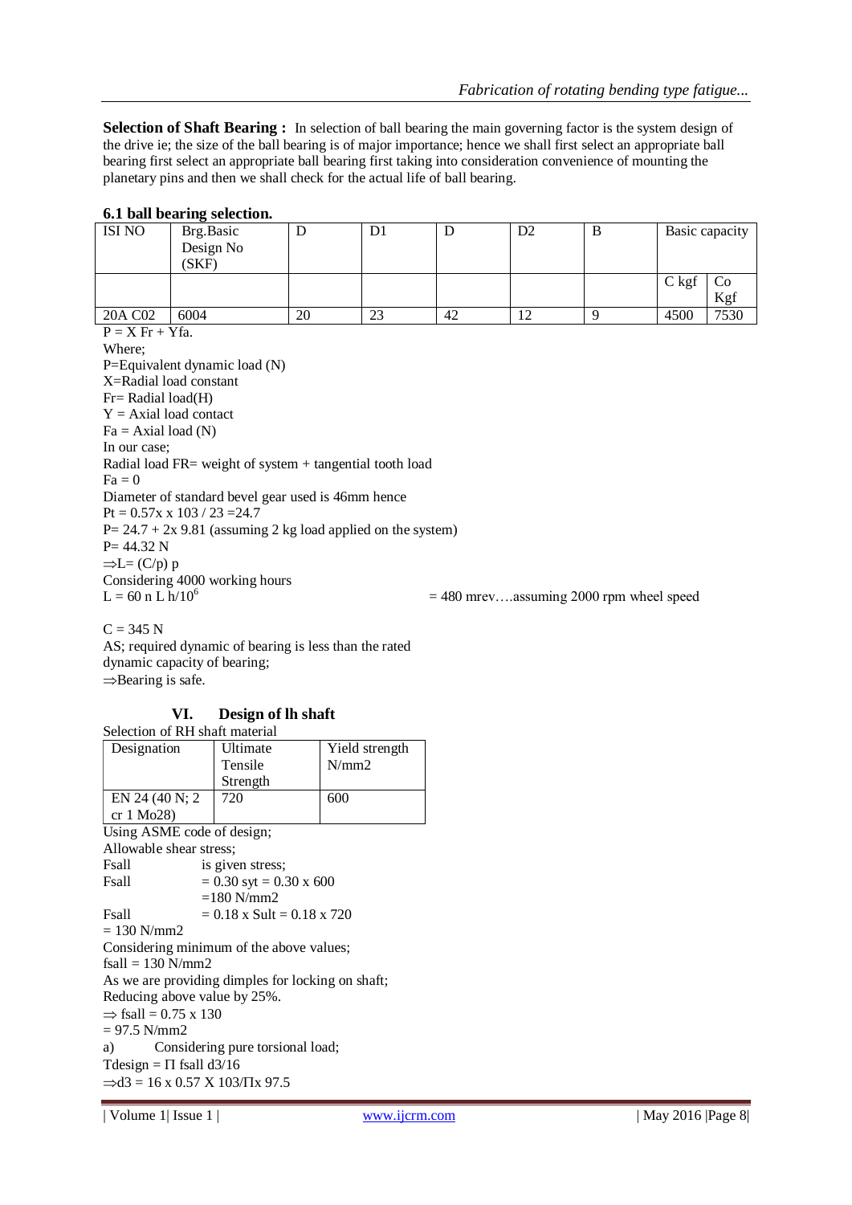**Selection of Shaft Bearing :** In selection of ball bearing the main governing factor is the system design of the drive ie; the size of the ball bearing is of major importance; hence we shall first select an appropriate ball bearing first select an appropriate ball bearing first taking into consideration convenience of mounting the planetary pins and then we shall check for the actual life of ball bearing.

### 6.1 ball bearing selection.

| ISI NO | Brg.Basic Design No (SKF) | D | D1 | D | D2 | B | Basic capacity | |
|---|---|---|---|---|---|---|---|---|
| | | | | | | | C kgf | Co Kgf |
| 20A C02 | 6004 | 20 | 23 | 42 | 12 | 9 | 4500 | 7530 |

P = X Fr + Yfa.

Where;

P=Equivalent dynamic load (N)

X=Radial load constant

Fr= Radial load(H)

Y = Axial load contact

Fa = Axial load (N)

In our case;

Radial load FR= weight of system + tangential tooth load

Fa = 0

Diameter of standard bevel gear used is 46mm hence

Pt = 0.57x x 103 / 23 =24.7

P= 24.7 + 2x 9.81 (assuming 2 kg load applied on the system)

P= 44.32 N

$\Rightarrow$L= (C/p) p

Considering 4000 working hours

$L = 60 \text{ n L h}/10^6$ = 480 mrev….assuming 2000 rpm wheel speed

C = 345 N

AS; required dynamic of bearing is less than the rated dynamic capacity of bearing;

$\Rightarrow$Bearing is safe.

## VI. Design of lh shaft

Selection of RH shaft material

| Designation | Ultimate Tensile Strength | Yield strength N/mm2 |
|---|---|---|
| EN 24 (40 N; 2 cr 1 Mo28) | 720 | 600 |

Using ASME code of design;

Allowable shear stress;

Fsall is given stress;

Fsall = 0.30 syt = 0.30 x 600

=180 N/mm2

Fsall = 0.18 x Sult = 0.18 x 720

= 130 N/mm2

Considering minimum of the above values;

fsall = 130 N/mm2

As we are providing dimples for locking on shaft;

Reducing above value by 25%.

$\Rightarrow$ fsall = 0.75 x 130

= 97.5 N/mm2

a) Considering pure torsional load;

Tdesign = Π fsall d3/16

$\Rightarrow$d3 = 16 x 0.57 X 103/Πx 97.5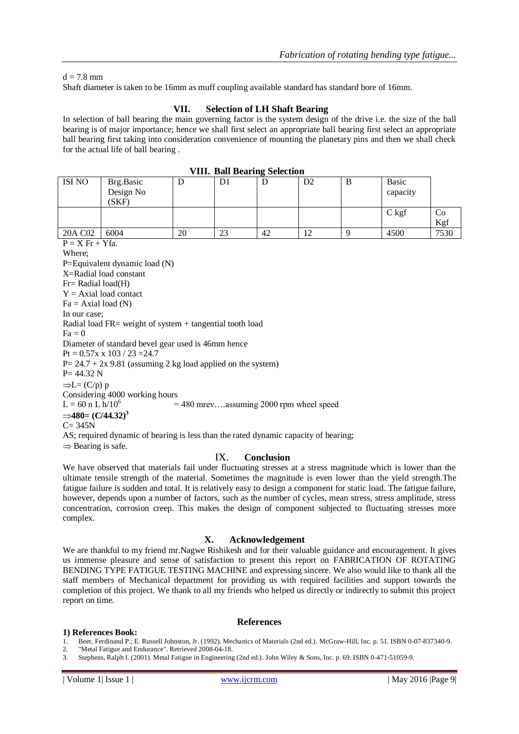$d = 7.8$ mm

Shaft diameter is taken to be 16mm as muff coupling available standard has standard bore of 16mm.

## VII. Selection of LH Shaft Bearing

In selection of ball bearing the main governing factor is the system design of the drive i.e. the size of the ball bearing is of major importance; hence we shall first select an appropriate ball bearing first select an appropriate ball bearing first taking into consideration convenience of mounting the planetary pins and then we shall check for the actual life of ball bearing .

## VIII. Ball Bearing Selection

| ISI NO | Brg.Basic Design No (SKF) | D | D1 | D | D2 | B | Basic capacity | |
|---|---|---|---|---|---|---|---|---|
| | | | | | | | C kgf | Co Kgf |
| 20A C02 | 6004 | 20 | 23 | 42 | 12 | 9 | 4500 | 7530 |

$P = X\ Fr + Yfa.$

Where;

P=Equivalent dynamic load (N)

X=Radial load constant

Fr= Radial load(H)

Y = Axial load contact

Fa = Axial load (N)

In our case;

Radial load FR= weight of system + tangential tooth load

$Fa = 0$

Diameter of standard bevel gear used is 46mm hence

$Pt = 0.57x \times 103 / 23 = 24.7$

$P= 24.7 + 2x\ 9.81$ (assuming 2 kg load applied on the system)

$P= 44.32$ N

$\Rightarrow L= (C/p)\ p$

Considering 4000 working hours

$L = 60\ n\ L\ h/10^6$ $= 480$ mrev….assuming 2000 rpm wheel speed

$\Rightarrow$**480= (C/44.32)$^3$**

$C= 345$N

AS; required dynamic of bearing is less than the rated dynamic capacity of bearing;

$\Rightarrow$ Bearing is safe.

## IX. Conclusion

We have observed that materials fail under fluctuating stresses at a stress magnitude which is lower than the ultimate tensile strength of the material. Sometimes the magnitude is even lower than the yield strength.The fatigue failure is sudden and total. It is relatively easy to design a component for static load. The fatigue failure, however, depends upon a number of factors, such as the number of cycles, mean stress, stress amplitude, stress concentration, corrosion creep. This makes the design of component subjected to fluctuating stresses more complex.

## X. Acknowledgement

We are thankful to my friend mr.Nagwe Rishikesh and for their valuable guidance and encouragement. It gives us immense pleasure and sense of satisfaction to present this report on FABRICATION OF ROTATING BENDING TYPE FATIGUE TESTING MACHINE and expressing sincere. We also would like to thank all the staff members of Mechanical department for providing us with required facilities and support towards the completion of this project. We thank to all my friends who helped us directly or indirectly to submit this project report on time.

## References

**1) References Book:**

1. Beer, Ferdinand P.; E. Russell Johnston, Jr. (1992). Mechanics of Materials (2nd ed.). McGraw-Hill, Inc. p. 51. ISBN 0-07-837340-9.
2. "Metal Fatigue and Endurance". Retrieved 2008-04-18.
3. Stephens, Ralph I. (2001). Metal Fatigue in Engineering (2nd ed.). John Wiley & Sons, Inc. p. 69. ISBN 0-471-51059-9.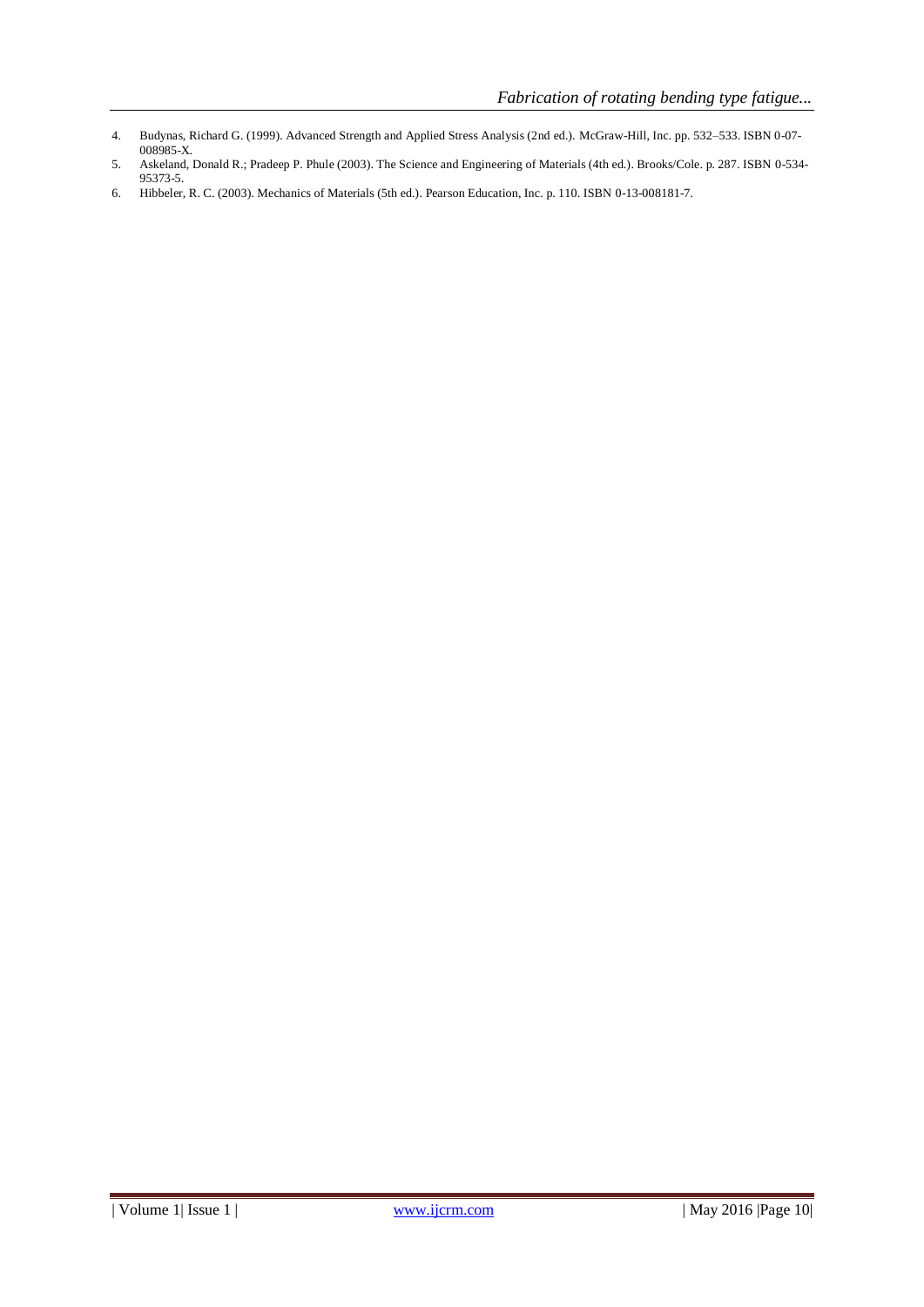4. Budynas, Richard G. (1999). Advanced Strength and Applied Stress Analysis (2nd ed.). McGraw-Hill, Inc. pp. 532–533. ISBN 0-07-008985-X.
5. Askeland, Donald R.; Pradeep P. Phule (2003). The Science and Engineering of Materials (4th ed.). Brooks/Cole. p. 287. ISBN 0-534-95373-5.
6. Hibbeler, R. C. (2003). Mechanics of Materials (5th ed.). Pearson Education, Inc. p. 110. ISBN 0-13-008181-7.